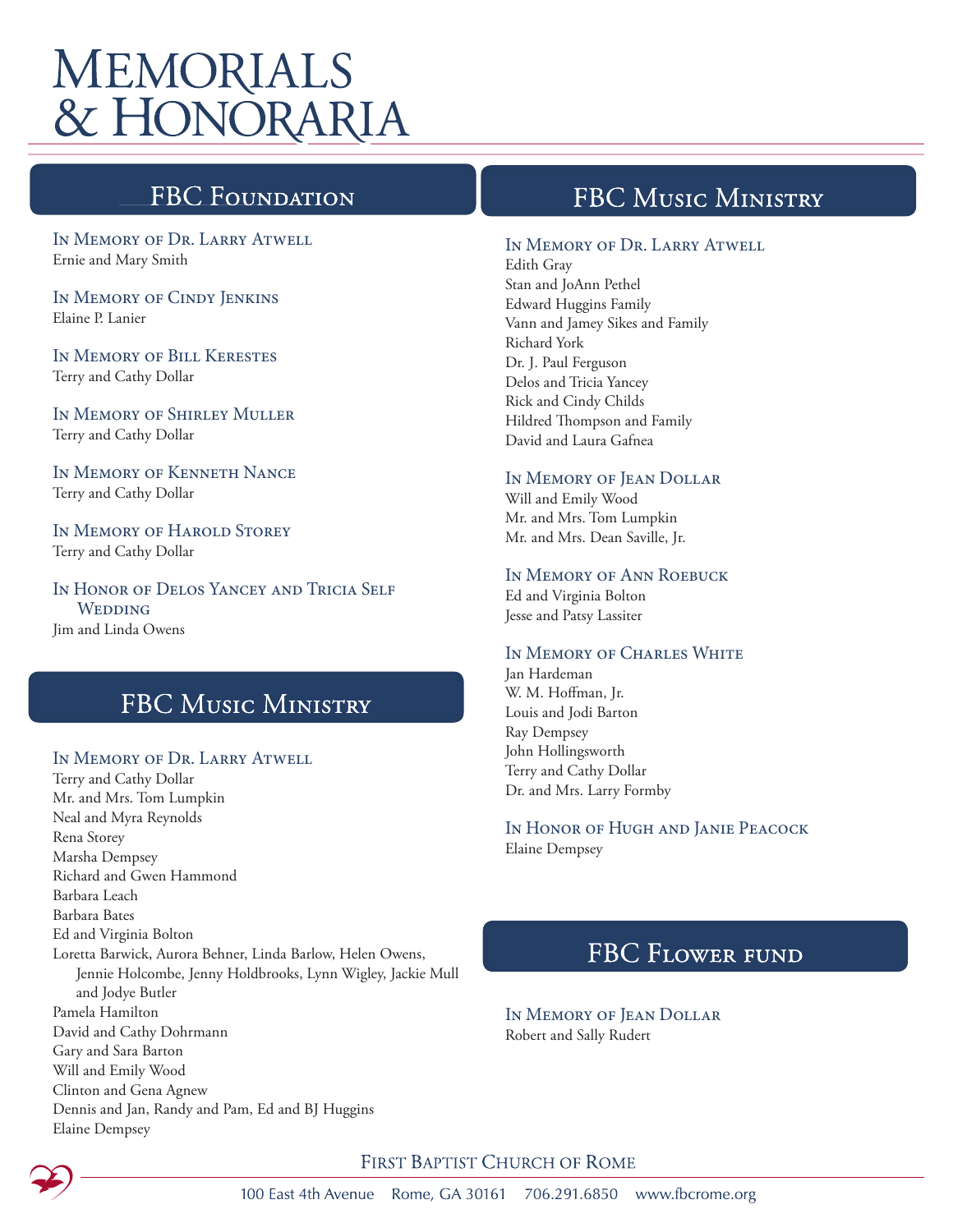# Memorials & Honoraria

## FBC Foundation

### In Memory of Dr. Larry Atwell
Ernie and Mary Smith

### In Memory of Cindy Jenkins
Elaine P. Lanier

### In Memory of Bill Kerestes
Terry and Cathy Dollar

### In Memory of Shirley Muller
Terry and Cathy Dollar

### In Memory of Kenneth Nance
Terry and Cathy Dollar

### In Memory of Harold Storey
Terry and Cathy Dollar

### In Honor of Delos Yancey and Tricia Self Wedding
Jim and Linda Owens

## FBC Music Ministry

### In Memory of Dr. Larry Atwell
Terry and Cathy Dollar
Mr. and Mrs. Tom Lumpkin
Neal and Myra Reynolds
Rena Storey
Marsha Dempsey
Richard and Gwen Hammond
Barbara Leach
Barbara Bates
Ed and Virginia Bolton
Loretta Barwick, Aurora Behner, Linda Barlow, Helen Owens, Jennie Holcombe, Jenny Holdbrooks, Lynn Wigley, Jackie Mull and Jodye Butler
Pamela Hamilton
David and Cathy Dohrmann
Gary and Sara Barton
Will and Emily Wood
Clinton and Gena Agnew
Dennis and Jan, Randy and Pam, Ed and BJ Huggins
Elaine Dempsey

## FBC Music Ministry

### In Memory of Dr. Larry Atwell
Edith Gray
Stan and JoAnn Pethel
Edward Huggins Family
Vann and Jamey Sikes and Family
Richard York
Dr. J. Paul Ferguson
Delos and Tricia Yancey
Rick and Cindy Childs
Hildred Thompson and Family
David and Laura Gafnea

### In Memory of Jean Dollar
Will and Emily Wood
Mr. and Mrs. Tom Lumpkin
Mr. and Mrs. Dean Saville, Jr.

### In Memory of Ann Roebuck
Ed and Virginia Bolton
Jesse and Patsy Lassiter

### In Memory of Charles White
Jan Hardeman
W. M. Hoffman, Jr.
Louis and Jodi Barton
Ray Dempsey
John Hollingsworth
Terry and Cathy Dollar
Dr. and Mrs. Larry Formby

### In Honor of Hugh and Janie Peacock
Elaine Dempsey

## FBC Flower fund

### In Memory of Jean Dollar
Robert and Sally Rudert

First Baptist Church of Rome
100 East 4th Avenue Rome, GA 30161 706.291.6850 www.fbcrome.org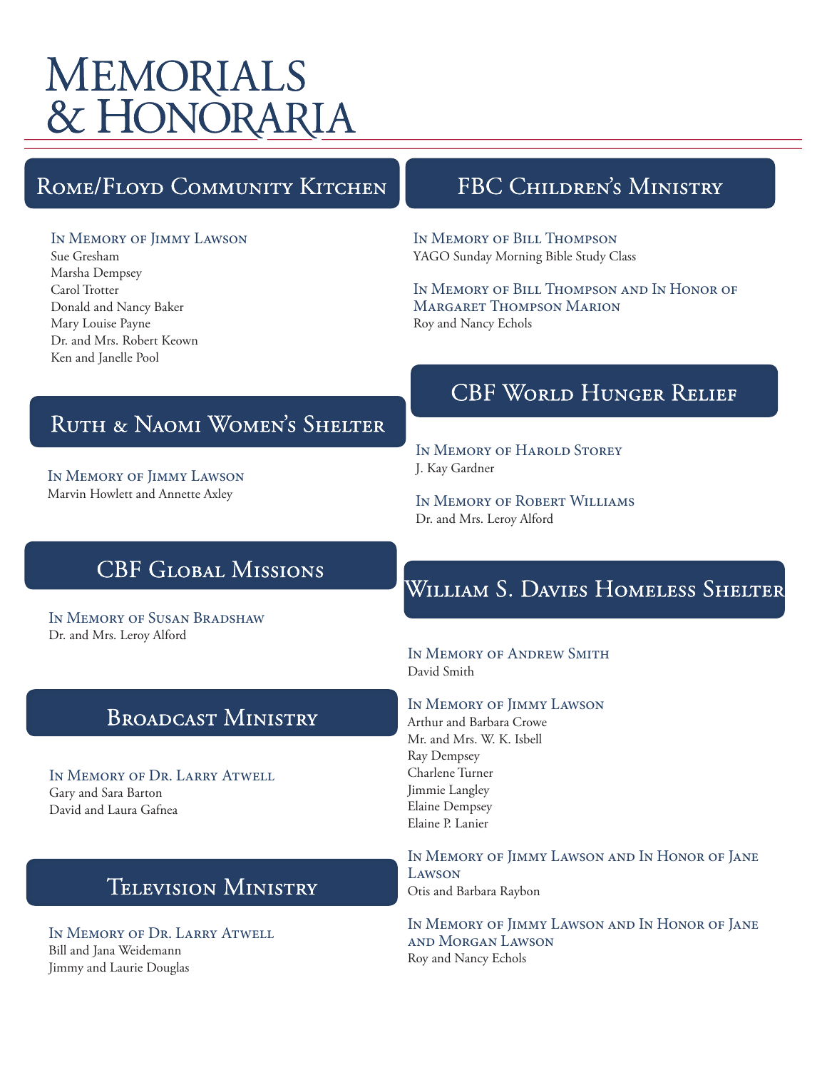# Memorials & Honoraria

## Rome/Floyd Community Kitchen

### In Memory of Jimmy Lawson

Sue Gresham
Marsha Dempsey
Carol Trotter
Donald and Nancy Baker
Mary Louise Payne
Dr. and Mrs. Robert Keown
Ken and Janelle Pool

## Ruth & Naomi Women's Shelter

### In Memory of Jimmy Lawson

Marvin Howlett and Annette Axley

## CBF Global Missions

### In Memory of Susan Bradshaw

Dr. and Mrs. Leroy Alford

## Broadcast Ministry

### In Memory of Dr. Larry Atwell

Gary and Sara Barton
David and Laura Gafnea

## Television Ministry

### In Memory of Dr. Larry Atwell

Bill and Jana Weidemann
Jimmy and Laurie Douglas

## FBC Children's Ministry

### In Memory of Bill Thompson

YAGO Sunday Morning Bible Study Class

### In Memory of Bill Thompson and In Honor of Margaret Thompson Marion

Roy and Nancy Echols

## CBF World Hunger Relief

### In Memory of Harold Storey

J. Kay Gardner

### In Memory of Robert Williams

Dr. and Mrs. Leroy Alford

## William S. Davies Homeless Shelter

### In Memory of Andrew Smith

David Smith

### In Memory of Jimmy Lawson

Arthur and Barbara Crowe
Mr. and Mrs. W. K. Isbell
Ray Dempsey
Charlene Turner
Jimmie Langley
Elaine Dempsey
Elaine P. Lanier

### In Memory of Jimmy Lawson and In Honor of Jane Lawson

Otis and Barbara Raybon

### In Memory of Jimmy Lawson and In Honor of Jane and Morgan Lawson

Roy and Nancy Echols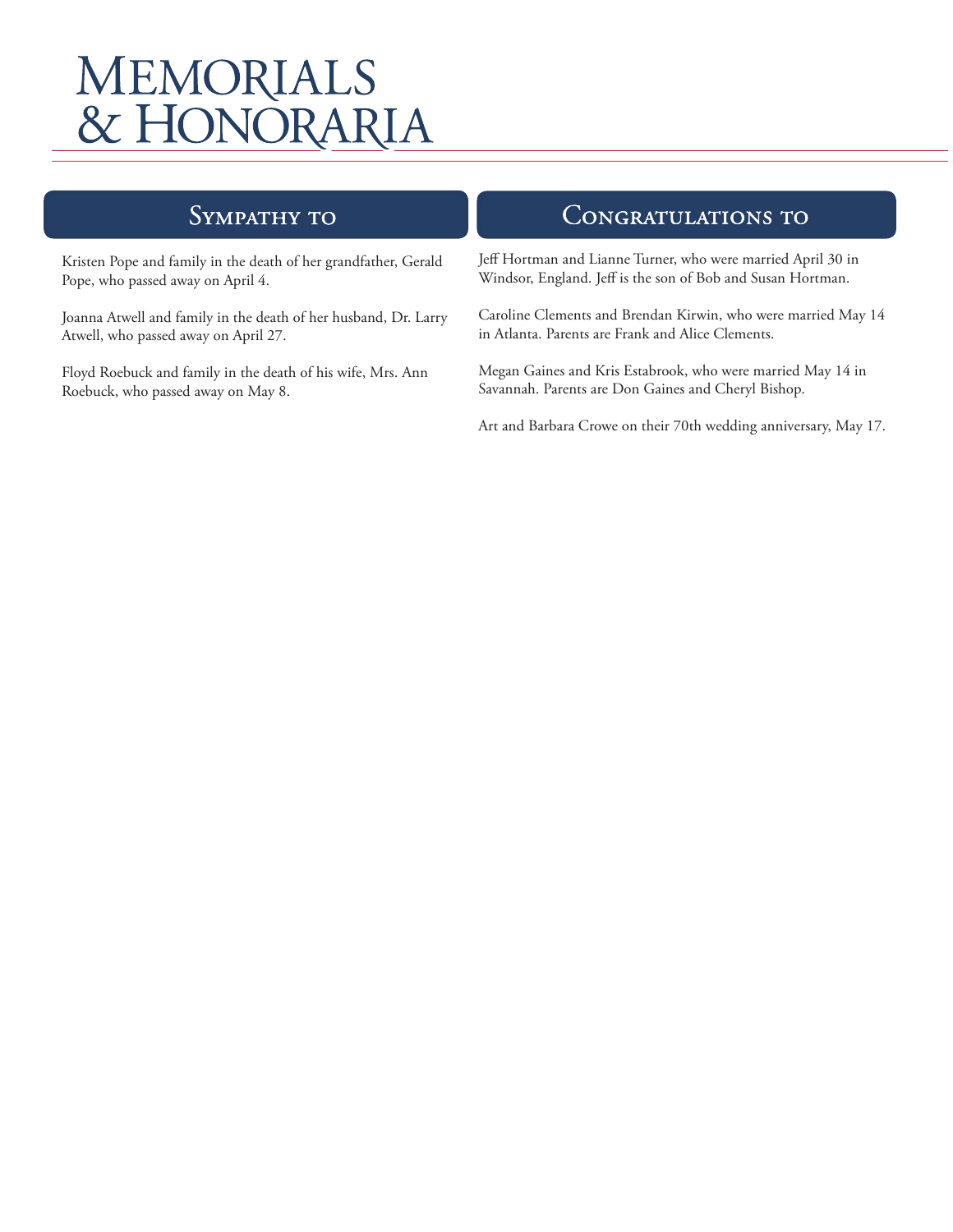# Memorials & Honoraria

## Sympathy to

Kristen Pope and family in the death of her grandfather, Gerald Pope, who passed away on April 4.

Joanna Atwell and family in the death of her husband, Dr. Larry Atwell, who passed away on April 27.

Floyd Roebuck and family in the death of his wife, Mrs. Ann Roebuck, who passed away on May 8.

## Congratulations to

Jeff Hortman and Lianne Turner, who were married April 30 in Windsor, England. Jeff is the son of Bob and Susan Hortman.

Caroline Clements and Brendan Kirwin, who were married May 14 in Atlanta. Parents are Frank and Alice Clements.

Megan Gaines and Kris Estabrook, who were married May 14 in Savannah. Parents are Don Gaines and Cheryl Bishop.

Art and Barbara Crowe on their 70th wedding anniversary, May 17.